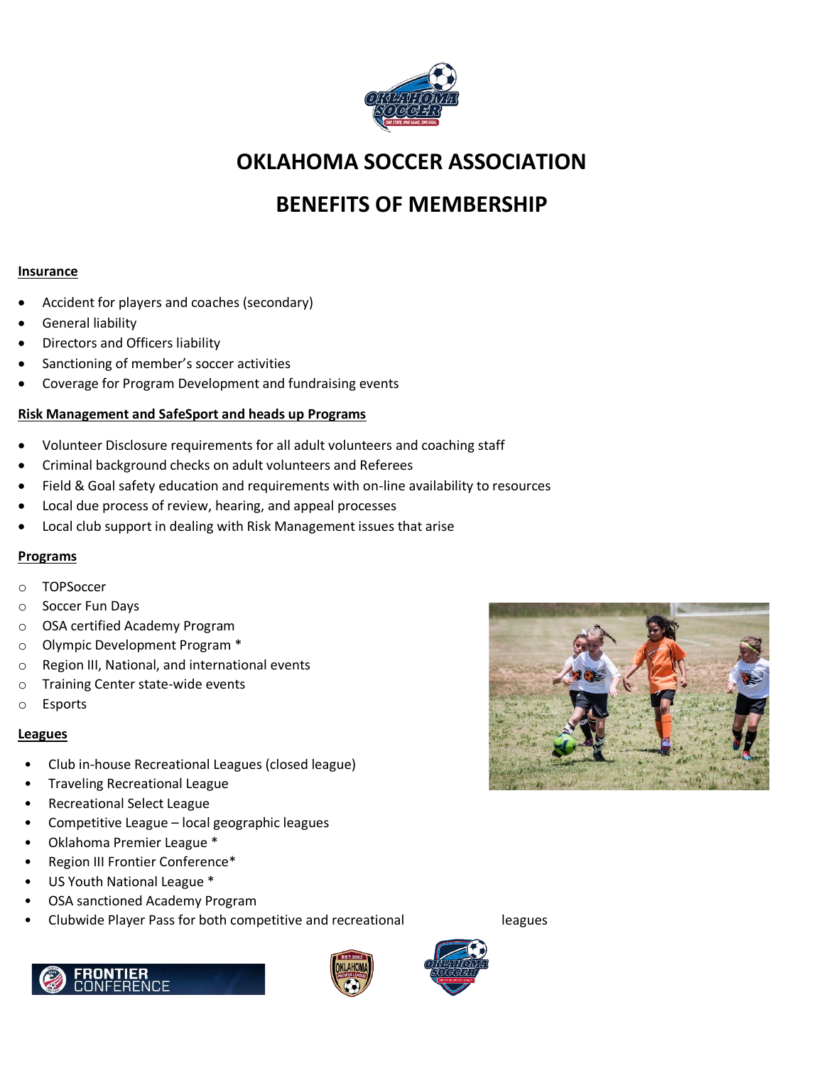# OKLAHOMA SOCCER ASSOCIATION

# BENEFITS OF MEMBERSHIP

**Insurance**

- Accident for players and coaches (secondary)
- General liability
- Directors and Officers liability
- Sanctioning of member's soccer activities
- Coverage for Program Development and fundraising events

**Risk Management and SafeSport and heads up Programs**

- Volunteer Disclosure requirements for all adult volunteers and coaching staff
- Criminal background checks on adult volunteers and Referees
- Field & Goal safety education and requirements with on-line availability to resources
- Local due process of review, hearing, and appeal processes
- Local club support in dealing with Risk Management issues that arise

**Programs**

- TOPSoccer
- Soccer Fun Days
- OSA certified Academy Program
- Olympic Development Program *
- Region III, National, and international events
- Training Center state-wide events
- Esports

**Leagues**

- Club in-house Recreational Leagues (closed league)
- Traveling Recreational League
- Recreational Select League
- Competitive League – local geographic leagues
- Oklahoma Premier League *
- Region III Frontier Conference*
- US Youth National League *
- OSA sanctioned Academy Program
- Clubwide Player Pass for both competitive and recreational leagues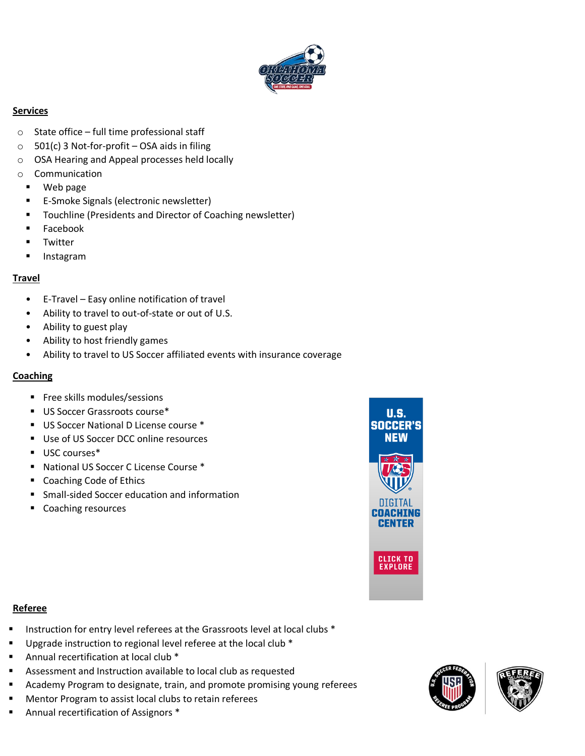## Services

- State office – full time professional staff
- 501(c) 3 Not-for-profit – OSA aids in filing
- OSA Hearing and Appeal processes held locally
- Communication
  - Web page
  - E-Smoke Signals (electronic newsletter)
  - Touchline (Presidents and Director of Coaching newsletter)
  - Facebook
  - Twitter
  - Instagram

## Travel

- E-Travel – Easy online notification of travel
- Ability to travel to out-of-state or out of U.S.
- Ability to guest play
- Ability to host friendly games
- Ability to travel to US Soccer affiliated events with insurance coverage

## Coaching

- Free skills modules/sessions
- US Soccer Grassroots course*
- US Soccer National D License course *
- Use of US Soccer DCC online resources
- USC courses*
- National US Soccer C License Course *
- Coaching Code of Ethics
- Small-sided Soccer education and information
- Coaching resources

## Referee

- Instruction for entry level referees at the Grassroots level at local clubs *
- Upgrade instruction to regional level referee at the local club *
- Annual recertification at local club *
- Assessment and Instruction available to local club as requested
- Academy Program to designate, train, and promote promising young referees
- Mentor Program to assist local clubs to retain referees
- Annual recertification of Assignors *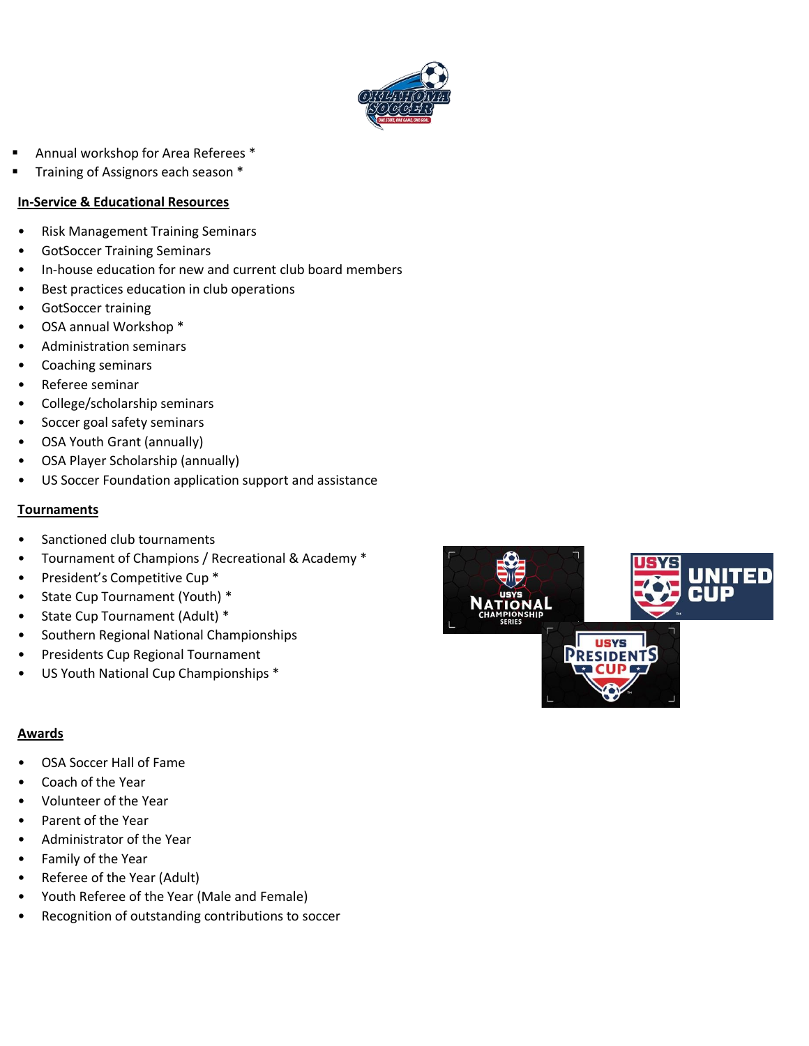- Annual workshop for Area Referees *
- Training of Assignors each season *

**In-Service & Educational Resources**

- Risk Management Training Seminars
- GotSoccer Training Seminars
- In-house education for new and current club board members
- Best practices education in club operations
- GotSoccer training
- OSA annual Workshop *
- Administration seminars
- Coaching seminars
- Referee seminar
- College/scholarship seminars
- Soccer goal safety seminars
- OSA Youth Grant (annually)
- OSA Player Scholarship (annually)
- US Soccer Foundation application support and assistance

**Tournaments**

- Sanctioned club tournaments
- Tournament of Champions / Recreational & Academy *
- President's Competitive Cup *
- State Cup Tournament (Youth) *
- State Cup Tournament (Adult) *
- Southern Regional National Championships
- Presidents Cup Regional Tournament
- US Youth National Cup Championships *

**Awards**

- OSA Soccer Hall of Fame
- Coach of the Year
- Volunteer of the Year
- Parent of the Year
- Administrator of the Year
- Family of the Year
- Referee of the Year (Adult)
- Youth Referee of the Year (Male and Female)
- Recognition of outstanding contributions to soccer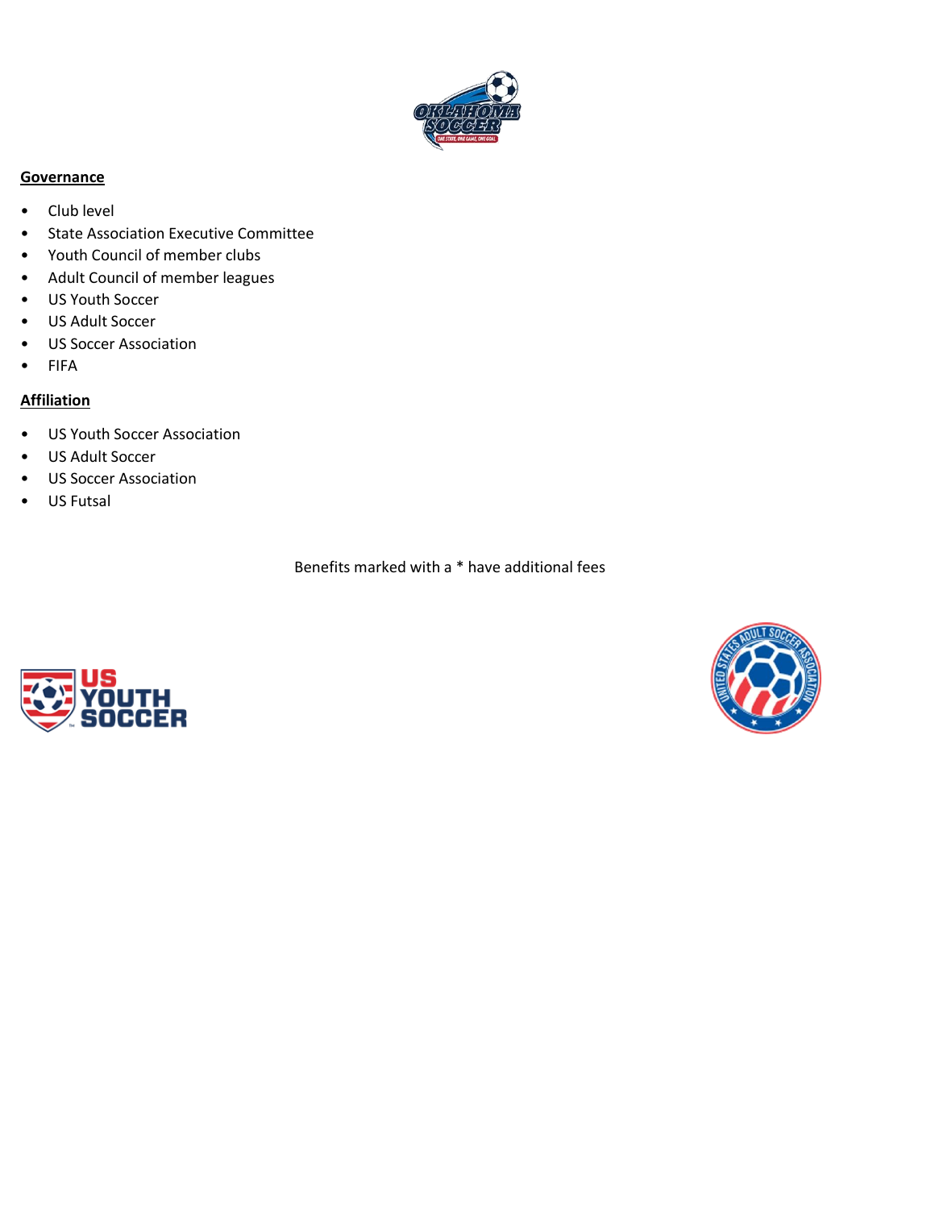## Governance

- Club level
- State Association Executive Committee
- Youth Council of member clubs
- Adult Council of member leagues
- US Youth Soccer
- US Adult Soccer
- US Soccer Association
- FIFA

## Affiliation

- US Youth Soccer Association
- US Adult Soccer
- US Soccer Association
- US Futsal

Benefits marked with a * have additional fees